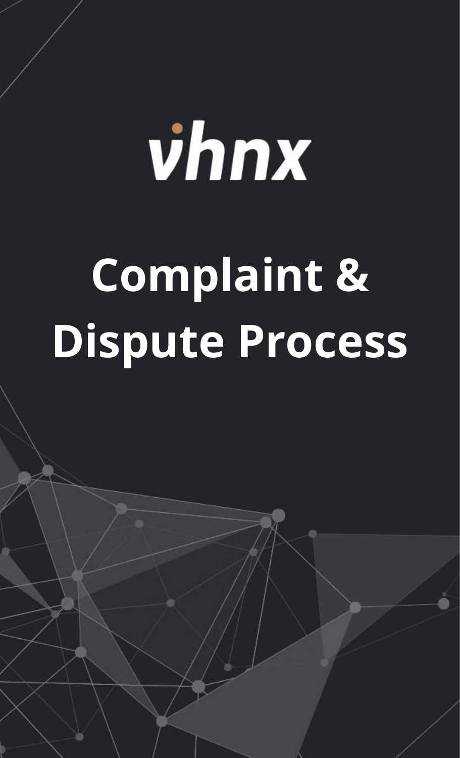vhnx

# Complaint & Dispute Process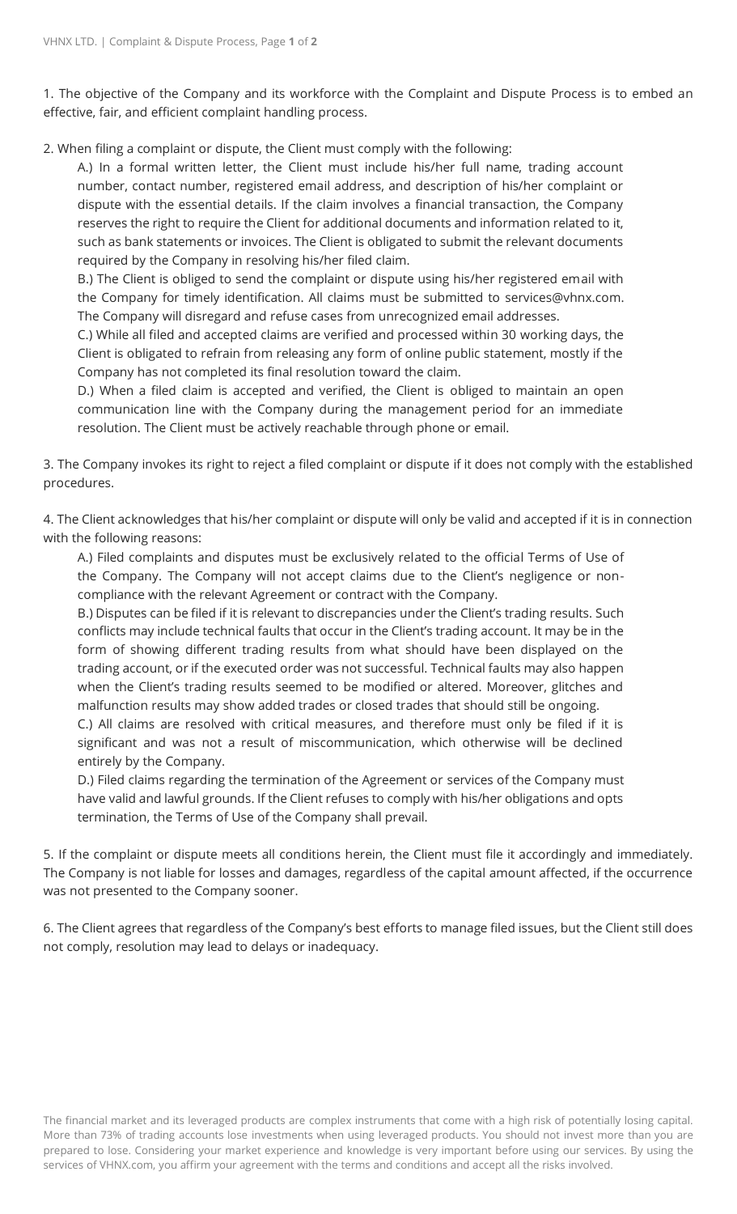1. The objective of the Company and its workforce with the Complaint and Dispute Process is to embed an effective, fair, and efficient complaint handling process.

2. When filing a complaint or dispute, the Client must comply with the following:

   A.) In a formal written letter, the Client must include his/her full name, trading account number, contact number, registered email address, and description of his/her complaint or dispute with the essential details. If the claim involves a financial transaction, the Company reserves the right to require the Client for additional documents and information related to it, such as bank statements or invoices. The Client is obligated to submit the relevant documents required by the Company in resolving his/her filed claim.

   B.) The Client is obliged to send the complaint or dispute using his/her registered email with the Company for timely identification. All claims must be submitted to services@vhnx.com. The Company will disregard and refuse cases from unrecognized email addresses.

   C.) While all filed and accepted claims are verified and processed within 30 working days, the Client is obligated to refrain from releasing any form of online public statement, mostly if the Company has not completed its final resolution toward the claim.

   D.) When a filed claim is accepted and verified, the Client is obliged to maintain an open communication line with the Company during the management period for an immediate resolution. The Client must be actively reachable through phone or email.

3. The Company invokes its right to reject a filed complaint or dispute if it does not comply with the established procedures.

4. The Client acknowledges that his/her complaint or dispute will only be valid and accepted if it is in connection with the following reasons:

   A.) Filed complaints and disputes must be exclusively related to the official Terms of Use of the Company. The Company will not accept claims due to the Client's negligence or non-compliance with the relevant Agreement or contract with the Company.

   B.) Disputes can be filed if it is relevant to discrepancies under the Client's trading results. Such conflicts may include technical faults that occur in the Client's trading account. It may be in the form of showing different trading results from what should have been displayed on the trading account, or if the executed order was not successful. Technical faults may also happen when the Client's trading results seemed to be modified or altered. Moreover, glitches and malfunction results may show added trades or closed trades that should still be ongoing.

   C.) All claims are resolved with critical measures, and therefore must only be filed if it is significant and was not a result of miscommunication, which otherwise will be declined entirely by the Company.

   D.) Filed claims regarding the termination of the Agreement or services of the Company must have valid and lawful grounds. If the Client refuses to comply with his/her obligations and opts termination, the Terms of Use of the Company shall prevail.

5. If the complaint or dispute meets all conditions herein, the Client must file it accordingly and immediately. The Company is not liable for losses and damages, regardless of the capital amount affected, if the occurrence was not presented to the Company sooner.

6. The Client agrees that regardless of the Company's best efforts to manage filed issues, but the Client still does not comply, resolution may lead to delays or inadequacy.

The financial market and its leveraged products are complex instruments that come with a high risk of potentially losing capital. More than 73% of trading accounts lose investments when using leveraged products. You should not invest more than you are prepared to lose. Considering your market experience and knowledge is very important before using our services. By using the services of VHNX.com, you affirm your agreement with the terms and conditions and accept all the risks involved.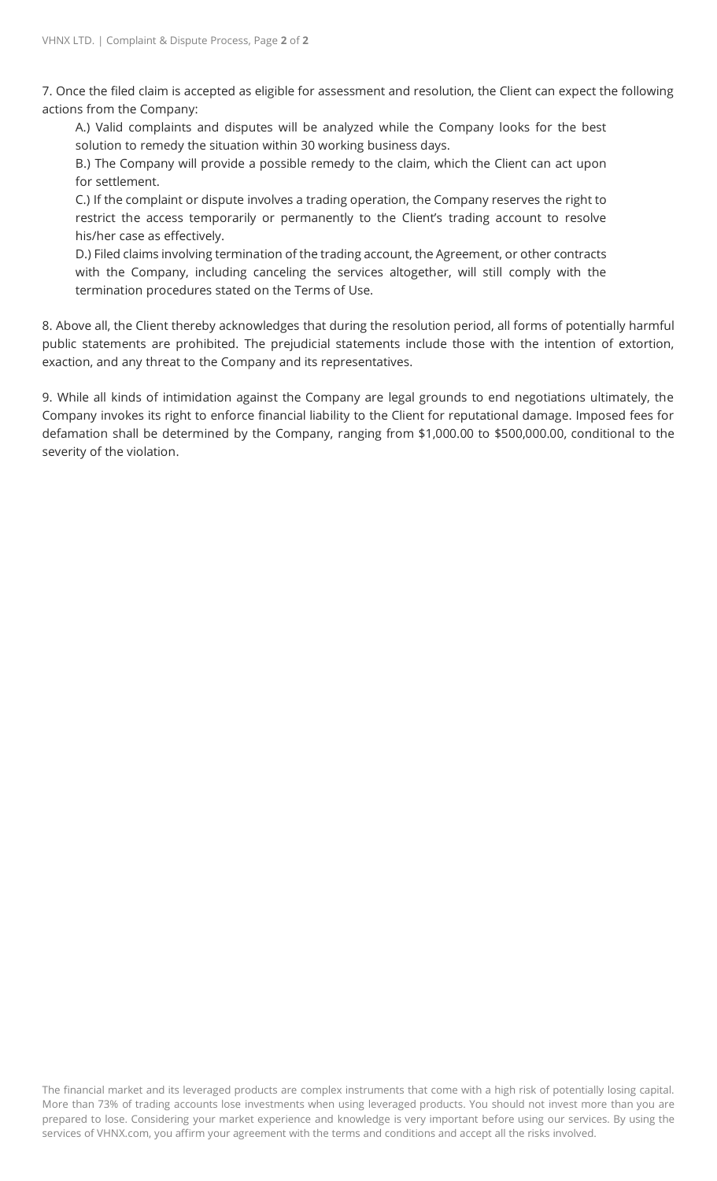7. Once the filed claim is accepted as eligible for assessment and resolution, the Client can expect the following actions from the Company:

A.) Valid complaints and disputes will be analyzed while the Company looks for the best solution to remedy the situation within 30 working business days.

B.) The Company will provide a possible remedy to the claim, which the Client can act upon for settlement.

C.) If the complaint or dispute involves a trading operation, the Company reserves the right to restrict the access temporarily or permanently to the Client's trading account to resolve his/her case as effectively.

D.) Filed claims involving termination of the trading account, the Agreement, or other contracts with the Company, including canceling the services altogether, will still comply with the termination procedures stated on the Terms of Use.

8. Above all, the Client thereby acknowledges that during the resolution period, all forms of potentially harmful public statements are prohibited. The prejudicial statements include those with the intention of extortion, exaction, and any threat to the Company and its representatives.

9. While all kinds of intimidation against the Company are legal grounds to end negotiations ultimately, the Company invokes its right to enforce financial liability to the Client for reputational damage. Imposed fees for defamation shall be determined by the Company, ranging from $1,000.00 to $500,000.00, conditional to the severity of the violation.

The financial market and its leveraged products are complex instruments that come with a high risk of potentially losing capital. More than 73% of trading accounts lose investments when using leveraged products. You should not invest more than you are prepared to lose. Considering your market experience and knowledge is very important before using our services. By using the services of VHNX.com, you affirm your agreement with the terms and conditions and accept all the risks involved.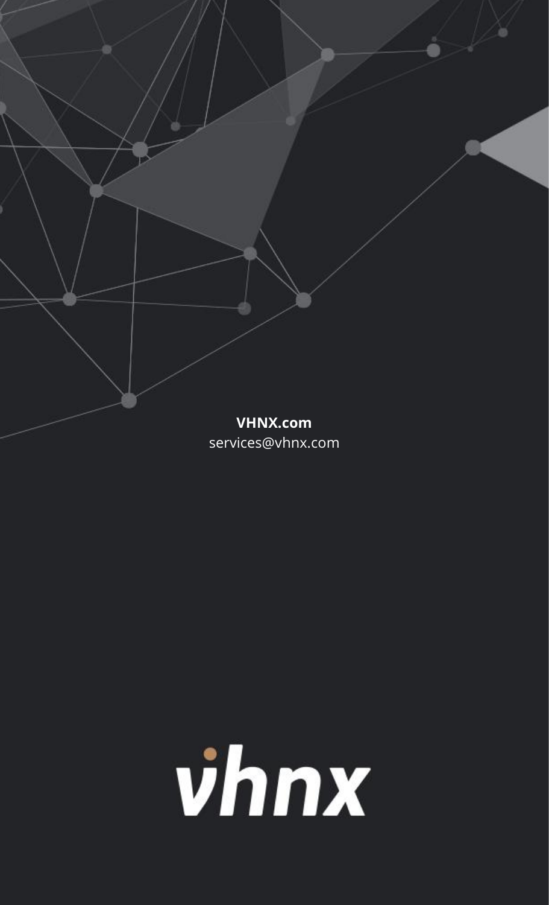**VHNX.com**
services@vhnx.com

vhnx